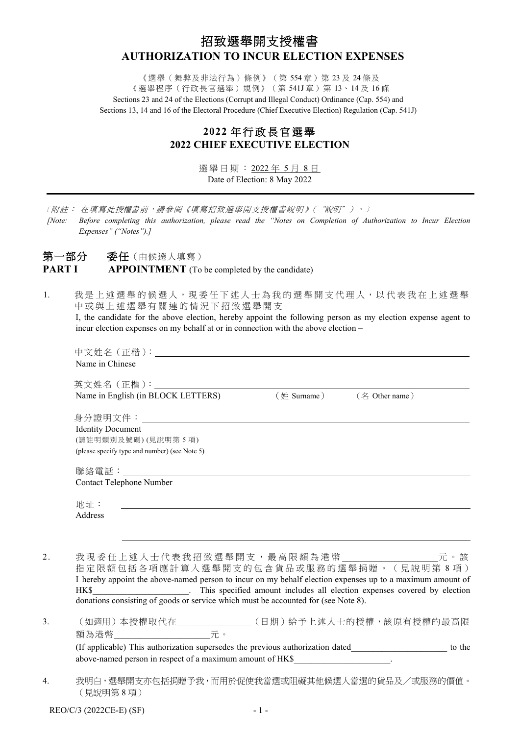# 招致選舉開支授權書
# AUTHORIZATION TO INCUR ELECTION EXPENSES

《選舉（舞弊及非法行為）條例》（第 554 章）第 23 及 24 條及
《選舉程序（行政長官選舉）規例》（第 541J 章）第 13、14 及 16 條
Sections 23 and 24 of the Elections (Corrupt and Illegal Conduct) Ordinance (Cap. 554) and
Sections 13, 14 and 16 of the Electoral Procedure (Chief Executive Election) Regulation (Cap. 541J)

## 2022 年行政長官選舉
## 2022 CHIEF EXECUTIVE ELECTION

選舉日期：2022 年 5 月 8 日
Date of Election: 8 May 2022

---

〔*附註：在填寫此授權書前，請參閱《填寫招致選舉開支授權書說明》（"說明"）。*〕

*[Note: Before completing this authorization, please read the "Notes on Completion of Authorization to Incur Election Expenses" ("Notes").]*

## 第一部分 委任（由候選人填寫）
## PART I APPOINTMENT (To be completed by the candidate)

1. 我是上述選舉的候選人，現委任下述人士為我的選舉開支代理人，以代表我在上述選舉中或與上述選舉有關連的情況下招致選舉開支－
I, the candidate for the above election, hereby appoint the following person as my election expense agent to incur election expenses on my behalf at or in connection with the above election –

   中文姓名（正楷）：______________________________
   Name in Chinese

   英文姓名（正楷）：______________________________
   Name in English (in BLOCK LETTERS) （姓 Surname） （名 Other name）

   身分證明文件：______________________________
   Identity Document
   (請註明類別及號碼) (見說明第 5 項)
   (please specify type and number) (see Note 5)

   聯絡電話：______________________________
   Contact Telephone Number

   地址：______________________________
   Address
   ______________________________

2. 我現委任上述人士代表我招致選舉開支，最高限額為港幣____________元。該指定限額包括各項應計算入選舉開支的包含貨品或服務的選舉捐贈。（見說明第 8 項）
I hereby appoint the above-named person to incur on my behalf election expenses up to a maximum amount of HK$____________. This specified amount includes all election expenses covered by election donations consisting of goods or service which must be accounted for (see Note 8).

3. （如適用）本授權取代在____________（日期）給予上述人士的授權，該原有授權的最高限額為港幣____________元。
(If applicable) This authorization supersedes the previous authorization dated____________ to the above-named person in respect of a maximum amount of HK$____________.

4. 我明白，選舉開支亦包括捐贈予我，而用於促使我當選或阻礙其他候選人當選的貨品及／或服務的價值。（見說明第 8 項）

REO/C/3 (2022CE-E) (SF)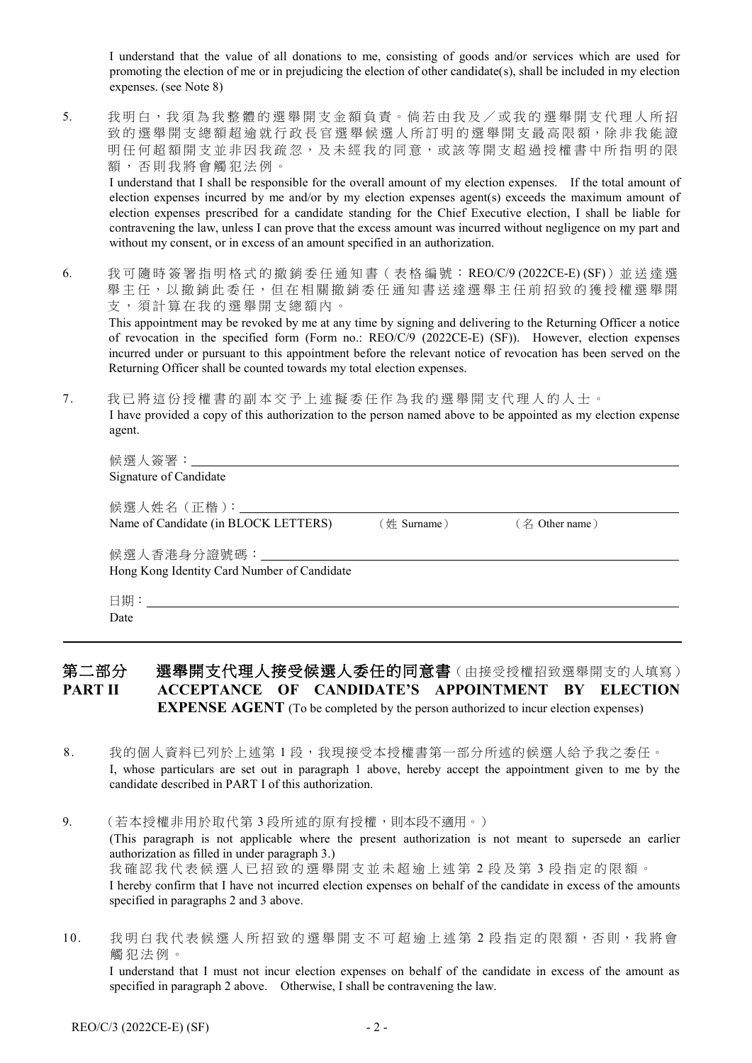I understand that the value of all donations to me, consisting of goods and/or services which are used for promoting the election of me or in prejudicing the election of other candidate(s), shall be included in my election expenses. (see Note 8)

5. 我明白，我須為我整體的選舉開支金額負責。倘若由我及／或我的選舉開支代理人所招致的選舉開支總額超逾就行政長官選舉候選人所訂明的選舉開支最高限額，除非我能證明任何超額開支並非因我疏忽，及未經我的同意，或該等開支超過授權書中所指明的限額，否則我將會觸犯法例。

   I understand that I shall be responsible for the overall amount of my election expenses. If the total amount of election expenses incurred by me and/or by my election expenses agent(s) exceeds the maximum amount of election expenses prescribed for a candidate standing for the Chief Executive election, I shall be liable for contravening the law, unless I can prove that the excess amount was incurred without negligence on my part and without my consent, or in excess of an amount specified in an authorization.

6. 我可隨時簽署指明格式的撤銷委任通知書（表格編號：REO/C/9 (2022CE-E) (SF)）並送達選舉主任，以撤銷此委任，但在相關撤銷委任通知書送達選舉主任前招致的獲授權選舉開支，須計算在我的選舉開支總額內。

   This appointment may be revoked by me at any time by signing and delivering to the Returning Officer a notice of revocation in the specified form (Form no.: REO/C/9 (2022CE-E) (SF)). However, election expenses incurred under or pursuant to this appointment before the relevant notice of revocation has been served on the Returning Officer shall be counted towards my total election expenses.

7. 我已將這份授權書的副本交予上述擬委任作為我的選舉開支代理人的人士。

   I have provided a copy of this authorization to the person named above to be appointed as my election expense agent.

候選人簽署：\_\_\_\_\_\_\_\_\_\_\_\_\_\_\_\_\_\_\_\_
Signature of Candidate

候選人姓名（正楷）：\_\_\_\_\_\_\_\_\_\_\_\_\_\_\_\_\_\_\_\_
Name of Candidate (in BLOCK LETTERS) （姓 Surname） （名 Other name）

候選人香港身分證號碼：\_\_\_\_\_\_\_\_\_\_\_\_\_\_\_\_\_\_\_\_
Hong Kong Identity Card Number of Candidate

日期：\_\_\_\_\_\_\_\_\_\_\_\_\_\_\_\_\_\_\_\_
Date

---

## 第二部分 選舉開支代理人接受候選人委任的同意書（由接受授權招致選舉開支的人填寫）
## PART II ACCEPTANCE OF CANDIDATE'S APPOINTMENT BY ELECTION EXPENSE AGENT (To be completed by the person authorized to incur election expenses)

8. 我的個人資料已列於上述第 1 段，我現接受本授權書第一部分所述的候選人給予我之委任。

   I, whose particulars are set out in paragraph 1 above, hereby accept the appointment given to me by the candidate described in PART I of this authorization.

9. （若本授權非用於取代第 3 段所述的原有授權，則本段不適用。）

   (This paragraph is not applicable where the present authorization is not meant to supersede an earlier authorization as filled in under paragraph 3.)

   我確認我代表候選人已招致的選舉開支並未超逾上述第 2 段及第 3 段指定的限額。

   I hereby confirm that I have not incurred election expenses on behalf of the candidate in excess of the amounts specified in paragraphs 2 and 3 above.

10. 我明白我代表候選人所招致的選舉開支不可超逾上述第 2 段指定的限額，否則，我將會觸犯法例。

    I understand that I must not incur election expenses on behalf of the candidate in excess of the amount as specified in paragraph 2 above. Otherwise, I shall be contravening the law.

REO/C/3 (2022CE-E) (SF)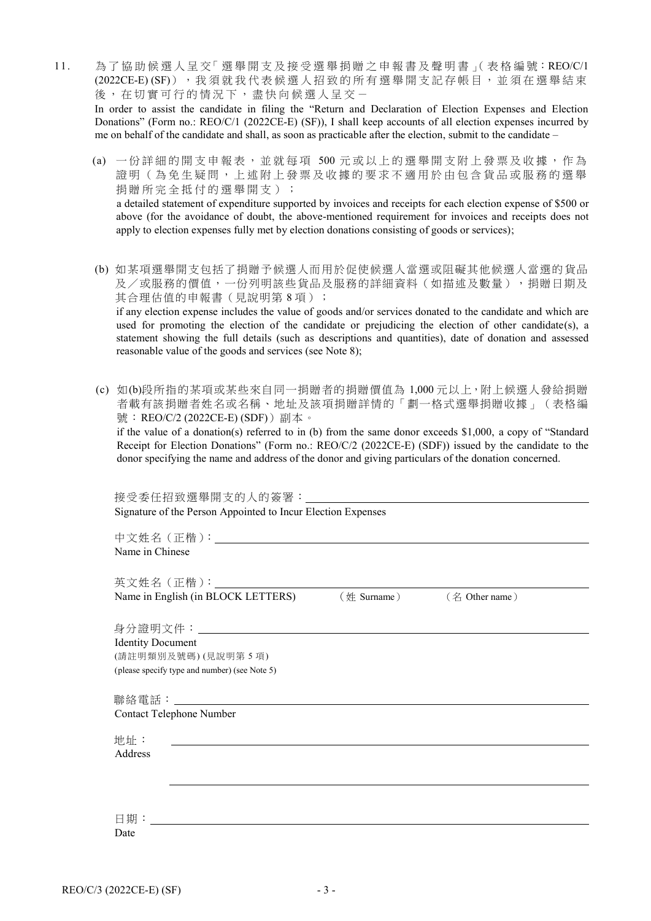11. 為了協助候選人呈交「選舉開支及接受選舉捐贈之申報書及聲明書」(表格編號：REO/C/1 (2022CE-E) (SF))，我須就我代表候選人招致的所有選舉開支記存帳目，並須在選舉結束後，在切實可行的情況下，盡快向候選人呈交－
In order to assist the candidate in filing the "Return and Declaration of Election Expenses and Election Donations" (Form no.: REO/C/1 (2022CE-E) (SF)), I shall keep accounts of all election expenses incurred by me on behalf of the candidate and shall, as soon as practicable after the election, submit to the candidate –

(a) 一份詳細的開支申報表，並就每項 500 元或以上的選舉開支附上發票及收據，作為證明（為免生疑問，上述附上發票及收據的要求不適用於由包含貨品或服務的選舉捐贈所完全抵付的選舉開支）；
a detailed statement of expenditure supported by invoices and receipts for each election expense of $500 or above (for the avoidance of doubt, the above-mentioned requirement for invoices and receipts does not apply to election expenses fully met by election donations consisting of goods or services);

(b) 如某項選舉開支包括了捐贈予候選人而用於促使候選人當選或阻礙其他候選人當選的貨品及／或服務的價值，一份列明該些貨品及服務的詳細資料（如描述及數量），捐贈日期及其合理估值的申報書（見說明第 8 項）；
if any election expense includes the value of goods and/or services donated to the candidate and which are used for promoting the election of the candidate or prejudicing the election of other candidate(s), a statement showing the full details (such as descriptions and quantities), date of donation and assessed reasonable value of the goods and services (see Note 8);

(c) 如(b)段所指的某項或某些來自同一捐贈者的捐贈價值為 1,000 元以上，附上候選人發給捐贈者載有該捐贈者姓名或名稱、地址及該項捐贈詳情的「劃一格式選舉捐贈收據」（表格編號：REO/C/2 (2022CE-E) (SDF)）副本。
if the value of a donation(s) referred to in (b) from the same donor exceeds $1,000, a copy of "Standard Receipt for Election Donations" (Form no.: REO/C/2 (2022CE-E) (SDF)) issued by the candidate to the donor specifying the name and address of the donor and giving particulars of the donation concerned.

接受委任招致選舉開支的人的簽署：______________________
Signature of the Person Appointed to Incur Election Expenses

中文姓名（正楷）：______________________
Name in Chinese

英文姓名（正楷）：______________________
Name in English (in BLOCK LETTERS) （姓 Surname） （名 Other name）

身分證明文件：______________________
Identity Document
(請註明類別及號碼) (見說明第 5 項)
(please specify type and number) (see Note 5)

聯絡電話：______________________
Contact Telephone Number

地址：______________________
Address

______________________

日期：______________________
Date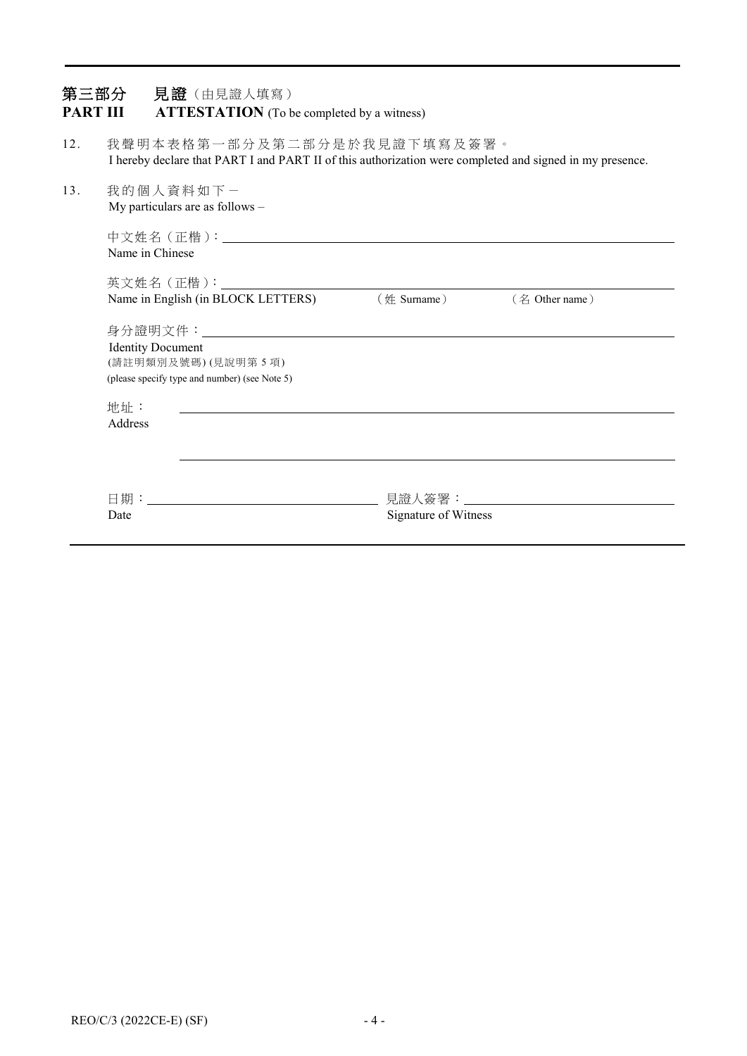## 第三部分　見證（由見證人填寫）
## PART III　ATTESTATION (To be completed by a witness)

12. 我聲明本表格第一部分及第二部分是於我見證下填寫及簽署。
I hereby declare that PART I and PART II of this authorization were completed and signed in my presence.

13. 我的個人資料如下－
My particulars are as follows –

中文姓名（正楷）：\_\_\_\_\_\_\_\_\_\_\_\_\_\_\_\_\_\_\_\_\_\_\_\_\_\_\_\_
Name in Chinese

英文姓名（正楷）：\_\_\_\_\_\_\_\_\_\_\_\_\_\_\_\_\_\_\_\_\_\_\_\_\_\_\_\_
Name in English (in BLOCK LETTERS)　（姓 Surname）　（名 Other name）

身分證明文件：\_\_\_\_\_\_\_\_\_\_\_\_\_\_\_\_\_\_\_\_\_\_\_\_\_\_\_\_
Identity Document
(請註明類別及號碼) (見說明第 5 項)
(please specify type and number) (see Note 5)

地址：\_\_\_\_\_\_\_\_\_\_\_\_\_\_\_\_\_\_\_\_\_\_\_\_\_\_\_\_
Address

\_\_\_\_\_\_\_\_\_\_\_\_\_\_\_\_\_\_\_\_\_\_\_\_\_\_\_\_

日期：\_\_\_\_\_\_\_\_\_\_\_\_\_\_\_\_　見證人簽署：\_\_\_\_\_\_\_\_\_\_\_\_\_\_\_\_
Date　Signature of Witness

REO/C/3 (2022CE-E) (SF)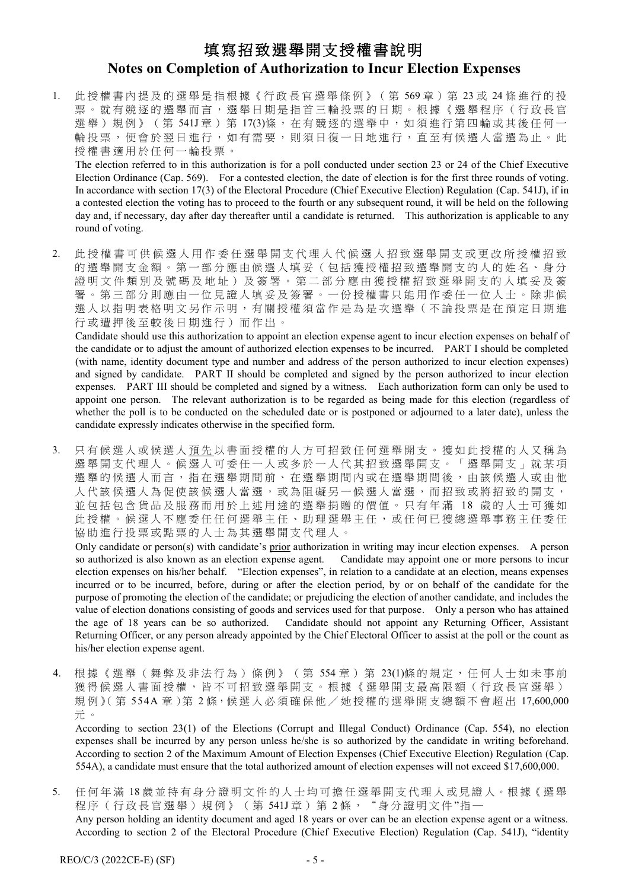# 填寫招致選舉開支授權書說明
# Notes on Completion of Authorization to Incur Election Expenses

1. 此授權書內提及的選舉是指根據《行政長官選舉條例》（第 569 章）第 23 或 24 條進行的投票。就有競逐的選舉而言，選舉日期是指首三輪投票的日期。根據《選舉程序（行政長官選舉）規例》（第 541J 章）第 17(3)條，在有競逐的選舉中，如須進行第四輪或其後任何一輪投票，便會於翌日進行，如有需要，則須日復一日地進行，直至有候選人當選為止。此授權書適用於任何一輪投票。

   The election referred to in this authorization is for a poll conducted under section 23 or 24 of the Chief Executive Election Ordinance (Cap. 569). For a contested election, the date of election is for the first three rounds of voting. In accordance with section 17(3) of the Electoral Procedure (Chief Executive Election) Regulation (Cap. 541J), if in a contested election the voting has to proceed to the fourth or any subsequent round, it will be held on the following day and, if necessary, day after day thereafter until a candidate is returned. This authorization is applicable to any round of voting.

2. 此授權書可供候選人用作委任選舉開支代理人代候選人招致選舉開支或更改所授權招致的選舉開支金額。第一部分應由候選人填妥（包括獲授權招致選舉開支的人的姓名、身分證明文件類別及號碼及地址）及簽署。第二部分應由獲授權招致選舉開支的人填妥及簽署。第三部分則應由一位見證人填妥及簽署。一份授權書只能用作委任一位人士。除非候選人以指明表格明文另作示明，有關授權須當作是為是次選舉（不論投票是在預定日期進行或遭押後至較後日期進行）而作出。

   Candidate should use this authorization to appoint an election expense agent to incur election expenses on behalf of the candidate or to adjust the amount of authorized election expenses to be incurred. PART I should be completed (with name, identity document type and number and address of the person authorized to incur election expenses) and signed by candidate. PART II should be completed and signed by the person authorized to incur election expenses. PART III should be completed and signed by a witness. Each authorization form can only be used to appoint one person. The relevant authorization is to be regarded as being made for this election (regardless of whether the poll is to be conducted on the scheduled date or is postponed or adjourned to a later date), unless the candidate expressly indicates otherwise in the specified form.

3. 只有候選人或候選人<u>預先</u>以書面授權的人方可招致任何選舉開支。獲如此授權的人又稱為選舉開支代理人。候選人可委任一人或多於一人代其招致選舉開支。「選舉開支」就某項選舉的候選人而言，指在選舉期間前、在選舉期間內或在選舉期間後，由該候選人或由他人代該候選人為促使該候選人當選，或為阻礙另一候選人當選，而招致或將招致的開支，並包括包含貨品及服務而用於上述用途的選舉捐贈的價值。只有年滿 18 歲的人士可獲如此授權。候選人不應委任任何選舉主任、助理選舉主任，或任何已獲總選舉事務主任委任協助進行投票或點票的人士為其選舉開支代理人。

   Only candidate or person(s) with candidate's <u>prior</u> authorization in writing may incur election expenses. A person so authorized is also known as an election expense agent. Candidate may appoint one or more persons to incur election expenses on his/her behalf. "Election expenses", in relation to a candidate at an election, means expenses incurred or to be incurred, before, during or after the election period, by or on behalf of the candidate for the purpose of promoting the election of the candidate; or prejudicing the election of another candidate, and includes the value of election donations consisting of goods and services used for that purpose. Only a person who has attained the age of 18 years can be so authorized. Candidate should not appoint any Returning Officer, Assistant Returning Officer, or any person already appointed by the Chief Electoral Officer to assist at the poll or the count as his/her election expense agent.

4. 根據《選舉（舞弊及非法行為）條例》（第 554 章）第 23(1)條的規定，任何人士如未事前獲得候選人書面授權，皆不可招致選舉開支。根據《選舉開支最高限額（行政長官選舉）規例》(第 554A 章)第 2 條，候選人必須確保他／她授權的選舉開支總額不會超出 17,600,000 元。

   According to section 23(1) of the Elections (Corrupt and Illegal Conduct) Ordinance (Cap. 554), no election expenses shall be incurred by any person unless he/she is so authorized by the candidate in writing beforehand. According to section 2 of the Maximum Amount of Election Expenses (Chief Executive Election) Regulation (Cap. 554A), a candidate must ensure that the total authorized amount of election expenses will not exceed $17,600,000.

5. 任何年滿 18 歲並持有身分證明文件的人士均可擔任選舉開支代理人或見證人。根據《選舉程序（行政長官選舉）規例》（第 541J 章）第 2 條，"身分證明文件"指—

   Any person holding an identity document and aged 18 years or over can be an election expense agent or a witness. According to section 2 of the Electoral Procedure (Chief Executive Election) Regulation (Cap. 541J), "identity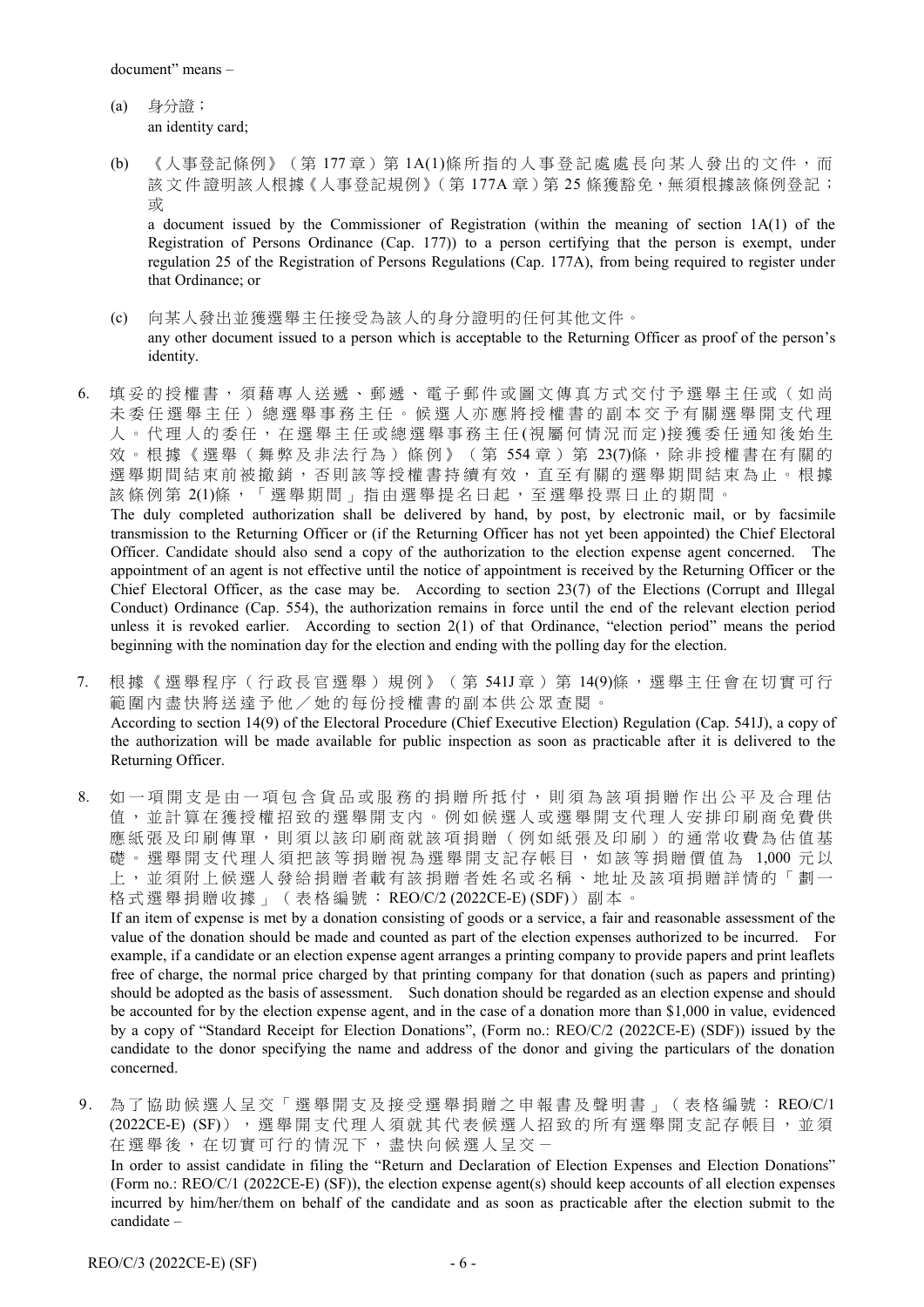document" means –

(a) 身分證；
an identity card;

(b) 《人事登記條例》（第 177 章）第 1A(1)條所指的人事登記處處長向某人發出的文件，而該文件證明該人根據《人事登記規例》（第 177A 章）第 25 條獲豁免，無須根據該條例登記；或
a document issued by the Commissioner of Registration (within the meaning of section 1A(1) of the Registration of Persons Ordinance (Cap. 177)) to a person certifying that the person is exempt, under regulation 25 of the Registration of Persons Regulations (Cap. 177A), from being required to register under that Ordinance; or

(c) 向某人發出並獲選舉主任接受為該人的身分證明的任何其他文件。
any other document issued to a person which is acceptable to the Returning Officer as proof of the person's identity.

6. 填妥的授權書，須藉專人送遞、郵遞、電子郵件或圖文傳真方式交付予選舉主任或（如尚未委任選舉主任）總選舉事務主任。候選人亦應將授權書的副本交予有關選舉開支代理人。代理人的委任，在選舉主任或總選舉事務主任(視屬何情況而定)接獲委任通知後始生效。根據《選舉（舞弊及非法行為）條例》（第 554 章）第 23(7)條，除非授權書在有關的選舉期間結束前被撤銷，否則該等授權書持續有效，直至有關的選舉期間結束為止。根據該條例第 2(1)條，「選舉期間」指由選舉提名日起，至選舉投票日止的期間。
The duly completed authorization shall be delivered by hand, by post, by electronic mail, or by facsimile transmission to the Returning Officer or (if the Returning Officer has not yet been appointed) the Chief Electoral Officer. Candidate should also send a copy of the authorization to the election expense agent concerned. The appointment of an agent is not effective until the notice of appointment is received by the Returning Officer or the Chief Electoral Officer, as the case may be. According to section 23(7) of the Elections (Corrupt and Illegal Conduct) Ordinance (Cap. 554), the authorization remains in force until the end of the relevant election period unless it is revoked earlier. According to section 2(1) of that Ordinance, "election period" means the period beginning with the nomination day for the election and ending with the polling day for the election.

7. 根據《選舉程序（行政長官選舉）規例》（第 541J 章）第 14(9)條，選舉主任會在切實可行範圍內盡快將送達予他／她的每份授權書的副本供公眾查閱。
According to section 14(9) of the Electoral Procedure (Chief Executive Election) Regulation (Cap. 541J), a copy of the authorization will be made available for public inspection as soon as practicable after it is delivered to the Returning Officer.

8. 如一項開支是由一項包含貨品或服務的捐贈所抵付，則須為該項捐贈作出公平及合理估值，並計算在獲授權招致的選舉開支內。例如候選人或選舉開支代理人安排印刷商免費供應紙張及印刷傳單，則須以該印刷商就該項捐贈（例如紙張及印刷）的通常收費為估值基礎。選舉開支代理人須把該等捐贈視為選舉開支記存帳目，如該等捐贈價值為 1,000 元以上，並須附上候選人發給捐贈者載有該捐贈者姓名或名稱、地址及該項捐贈詳情的「劃一格式選舉捐贈收據」（表格編號：REO/C/2 (2022CE-E) (SDF)）副本。
If an item of expense is met by a donation consisting of goods or a service, a fair and reasonable assessment of the value of the donation should be made and counted as part of the election expenses authorized to be incurred. For example, if a candidate or an election expense agent arranges a printing company to provide papers and print leaflets free of charge, the normal price charged by that printing company for that donation (such as papers and printing) should be adopted as the basis of assessment. Such donation should be regarded as an election expense and should be accounted for by the election expense agent, and in the case of a donation more than $1,000 in value, evidenced by a copy of "Standard Receipt for Election Donations", (Form no.: REO/C/2 (2022CE-E) (SDF)) issued by the candidate to the donor specifying the name and address of the donor and giving the particulars of the donation concerned.

9. 為了協助候選人呈交「選舉開支及接受選舉捐贈之申報書及聲明書」（表格編號：REO/C/1 (2022CE-E) (SF)），選舉開支代理人須就其代表候選人招致的所有選舉開支記存帳目，並須在選舉後，在切實可行的情況下，盡快向候選人呈交－
In order to assist candidate in filing the "Return and Declaration of Election Expenses and Election Donations" (Form no.: REO/C/1 (2022CE-E) (SF)), the election expense agent(s) should keep accounts of all election expenses incurred by him/her/them on behalf of the candidate and as soon as practicable after the election submit to the candidate –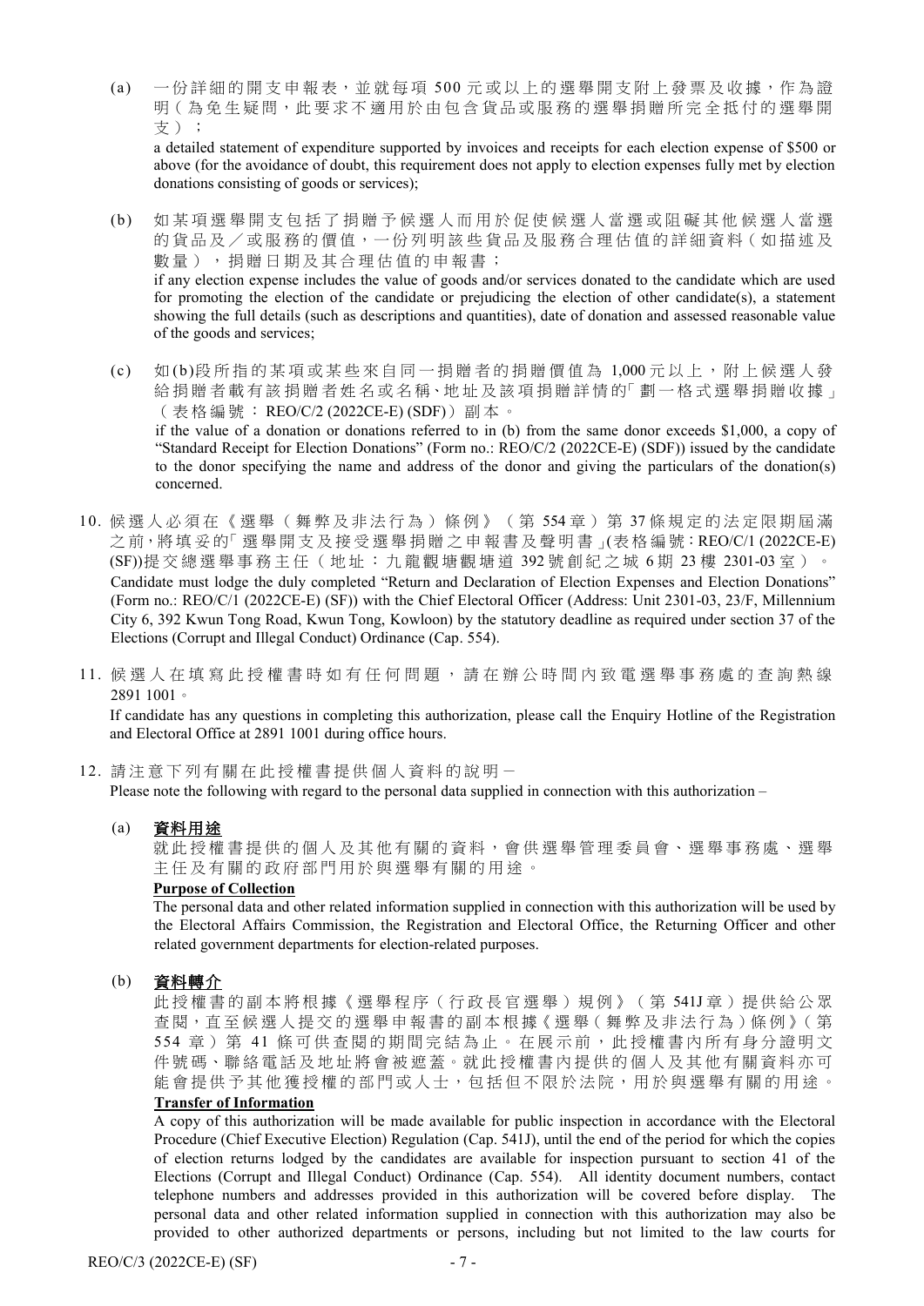(a) 一份詳細的開支申報表，並就每項 500 元或以上的選舉開支附上發票及收據，作為證明（為免生疑問，此要求不適用於由包含貨品或服務的選舉捐贈所完全抵付的選舉開支）；

a detailed statement of expenditure supported by invoices and receipts for each election expense of $500 or above (for the avoidance of doubt, this requirement does not apply to election expenses fully met by election donations consisting of goods or services);

(b) 如某項選舉開支包括了捐贈予候選人而用於促使候選人當選或阻礙其他候選人當選的貨品及／或服務的價值，一份列明該些貨品及服務合理估值的詳細資料（如描述及數量），捐贈日期及其合理估值的申報書；

if any election expense includes the value of goods and/or services donated to the candidate which are used for promoting the election of the candidate or prejudicing the election of other candidate(s), a statement showing the full details (such as descriptions and quantities), date of donation and assessed reasonable value of the goods and services;

(c) 如(b)段所指的某項或某些來自同一捐贈者的捐贈價值為 1,000 元以上，附上候選人發給捐贈者載有該捐贈者姓名或名稱、地址及該項捐贈詳情的「劃一格式選舉捐贈收據」（表格編號：REO/C/2 (2022CE-E) (SDF)）副本。

if the value of a donation or donations referred to in (b) from the same donor exceeds $1,000, a copy of "Standard Receipt for Election Donations" (Form no.: REO/C/2 (2022CE-E) (SDF)) issued by the candidate to the donor specifying the name and address of the donor and giving the particulars of the donation(s) concerned.

10. 候選人必須在《選舉（舞弊及非法行為）條例》（第 554 章）第 37 條規定的法定限期屆滿之前，將填妥的「選舉開支及接受選舉捐贈之申報書及聲明書」(表格編號：REO/C/1 (2022CE-E) (SF))提交總選舉事務主任（地址：九龍觀塘觀塘道 392 號創紀之城 6 期 23 樓 2301-03 室）。

Candidate must lodge the duly completed "Return and Declaration of Election Expenses and Election Donations" (Form no.: REO/C/1 (2022CE-E) (SF)) with the Chief Electoral Officer (Address: Unit 2301-03, 23/F, Millennium City 6, 392 Kwun Tong Road, Kwun Tong, Kowloon) by the statutory deadline as required under section 37 of the Elections (Corrupt and Illegal Conduct) Ordinance (Cap. 554).

11. 候選人在填寫此授權書時如有任何問題，請在辦公時間內致電選舉事務處的查詢熱線 2891 1001。

If candidate has any questions in completing this authorization, please call the Enquiry Hotline of the Registration and Electoral Office at 2891 1001 during office hours.

12. 請注意下列有關在此授權書提供個人資料的說明－

Please note the following with regard to the personal data supplied in connection with this authorization –

(a) **<u>資料用途</u>**

就此授權書提供的個人及其他有關的資料，會供選舉管理委員會、選舉事務處、選舉主任及有關的政府部門用於與選舉有關的用途。

**<u>Purpose of Collection</u>**

The personal data and other related information supplied in connection with this authorization will be used by the Electoral Affairs Commission, the Registration and Electoral Office, the Returning Officer and other related government departments for election-related purposes.

(b) **<u>資料轉介</u>**

此授權書的副本將根據《選舉程序（行政長官選舉）規例》（第 541J 章）提供給公眾查閱，直至候選人提交的選舉申報書的副本根據《選舉（舞弊及非法行為）條例》（第 554 章）第 41 條可供查閱的期間完結為止。在展示前，此授權書內所有身分證明文件號碼、聯絡電話及地址將會被遮蓋。就此授權書內提供的個人及其他有關資料亦可能會提供予其他獲授權的部門或人士，包括但不限於法院，用於與選舉有關的用途。

**<u>Transfer of Information</u>**

A copy of this authorization will be made available for public inspection in accordance with the Electoral Procedure (Chief Executive Election) Regulation (Cap. 541J), until the end of the period for which the copies of election returns lodged by the candidates are available for inspection pursuant to section 41 of the Elections (Corrupt and Illegal Conduct) Ordinance (Cap. 554). All identity document numbers, contact telephone numbers and addresses provided in this authorization will be covered before display. The personal data and other related information supplied in connection with this authorization may also be provided to other authorized departments or persons, including but not limited to the law courts for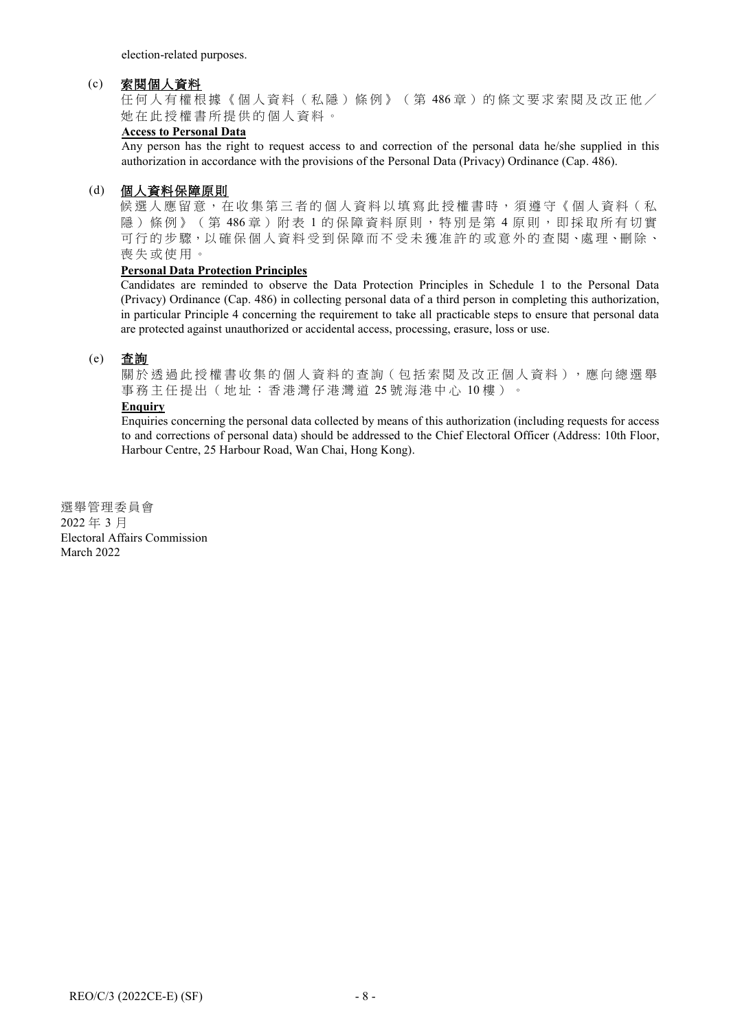election-related purposes.

(c) **索閱個人資料**

任何人有權根據《個人資料（私隱）條例》（第 486 章）的條文要求索閱及改正他／她在此授權書所提供的個人資料。

**Access to Personal Data**

Any person has the right to request access to and correction of the personal data he/she supplied in this authorization in accordance with the provisions of the Personal Data (Privacy) Ordinance (Cap. 486).

(d) **個人資料保障原則**

候選人應留意，在收集第三者的個人資料以填寫此授權書時，須遵守《個人資料（私隱）條例》（第 486 章）附表 1 的保障資料原則，特別是第 4 原則，即採取所有切實可行的步驟，以確保個人資料受到保障而不受未獲准許的或意外的查閱、處理、刪除、喪失或使用。

**Personal Data Protection Principles**

Candidates are reminded to observe the Data Protection Principles in Schedule 1 to the Personal Data (Privacy) Ordinance (Cap. 486) in collecting personal data of a third person in completing this authorization, in particular Principle 4 concerning the requirement to take all practicable steps to ensure that personal data are protected against unauthorized or accidental access, processing, erasure, loss or use.

(e) **查詢**

關於透過此授權書收集的個人資料的查詢（包括索閱及改正個人資料），應向總選舉事務主任提出（地址：香港灣仔港灣道 25 號海港中心 10 樓）。

**Enquiry**

Enquiries concerning the personal data collected by means of this authorization (including requests for access to and corrections of personal data) should be addressed to the Chief Electoral Officer (Address: 10th Floor, Harbour Centre, 25 Harbour Road, Wan Chai, Hong Kong).

選舉管理委員會
2022 年 3 月
Electoral Affairs Commission
March 2022

REO/C/3 (2022CE-E) (SF)